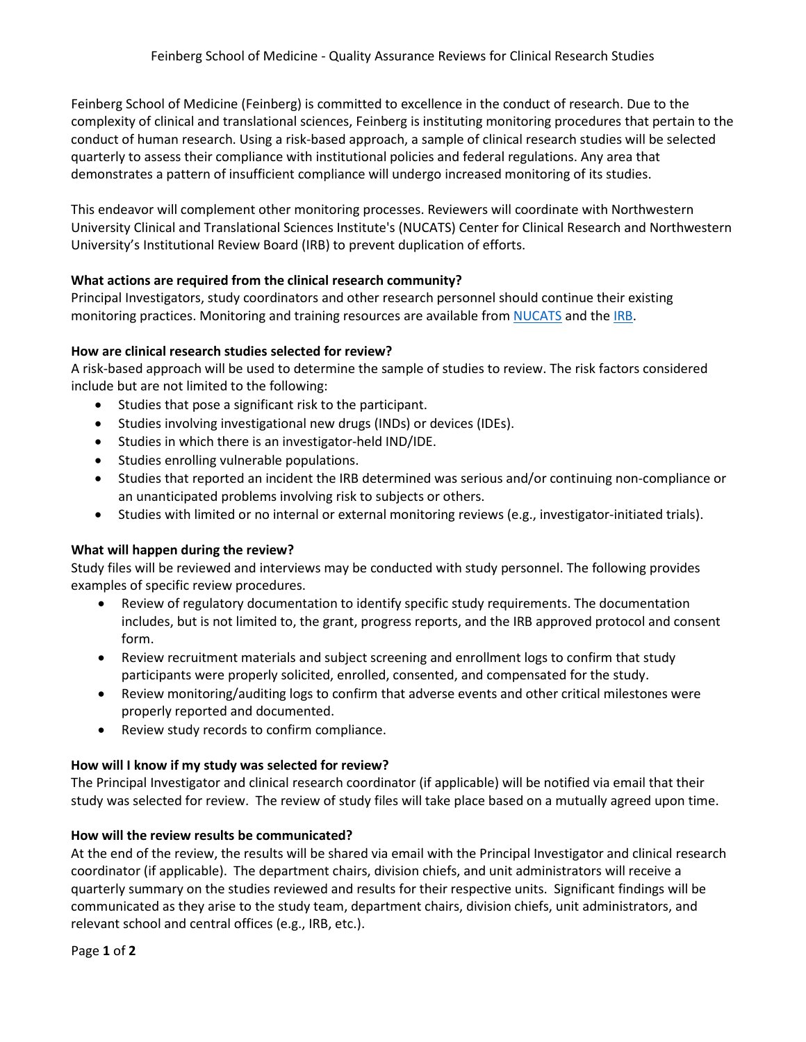# Feinberg School of Medicine - Quality Assurance Reviews for Clinical Research Studies

Feinberg School of Medicine (Feinberg) is committed to excellence in the conduct of research. Due to the complexity of clinical and translational sciences, Feinberg is instituting monitoring procedures that pertain to the conduct of human research. Using a risk-based approach, a sample of clinical research studies will be selected quarterly to assess their compliance with institutional policies and federal regulations. Any area that demonstrates a pattern of insufficient compliance will undergo increased monitoring of its studies.

This endeavor will complement other monitoring processes. Reviewers will coordinate with Northwestern University Clinical and Translational Sciences Institute's (NUCATS) Center for Clinical Research and Northwestern University's Institutional Review Board (IRB) to prevent duplication of efforts.

**What actions are required from the clinical research community?**

Principal Investigators, study coordinators and other research personnel should continue their existing monitoring practices. Monitoring and training resources are available from NUCATS and the IRB.

**How are clinical research studies selected for review?**

A risk-based approach will be used to determine the sample of studies to review. The risk factors considered include but are not limited to the following:

- Studies that pose a significant risk to the participant.
- Studies involving investigational new drugs (INDs) or devices (IDEs).
- Studies in which there is an investigator-held IND/IDE.
- Studies enrolling vulnerable populations.
- Studies that reported an incident the IRB determined was serious and/or continuing non-compliance or an unanticipated problems involving risk to subjects or others.
- Studies with limited or no internal or external monitoring reviews (e.g., investigator-initiated trials).

**What will happen during the review?**

Study files will be reviewed and interviews may be conducted with study personnel. The following provides examples of specific review procedures.

- Review of regulatory documentation to identify specific study requirements. The documentation includes, but is not limited to, the grant, progress reports, and the IRB approved protocol and consent form.
- Review recruitment materials and subject screening and enrollment logs to confirm that study participants were properly solicited, enrolled, consented, and compensated for the study.
- Review monitoring/auditing logs to confirm that adverse events and other critical milestones were properly reported and documented.
- Review study records to confirm compliance.

**How will I know if my study was selected for review?**

The Principal Investigator and clinical research coordinator (if applicable) will be notified via email that their study was selected for review. The review of study files will take place based on a mutually agreed upon time.

**How will the review results be communicated?**

At the end of the review, the results will be shared via email with the Principal Investigator and clinical research coordinator (if applicable). The department chairs, division chiefs, and unit administrators will receive a quarterly summary on the studies reviewed and results for their respective units. Significant findings will be communicated as they arise to the study team, department chairs, division chiefs, unit administrators, and relevant school and central offices (e.g., IRB, etc.).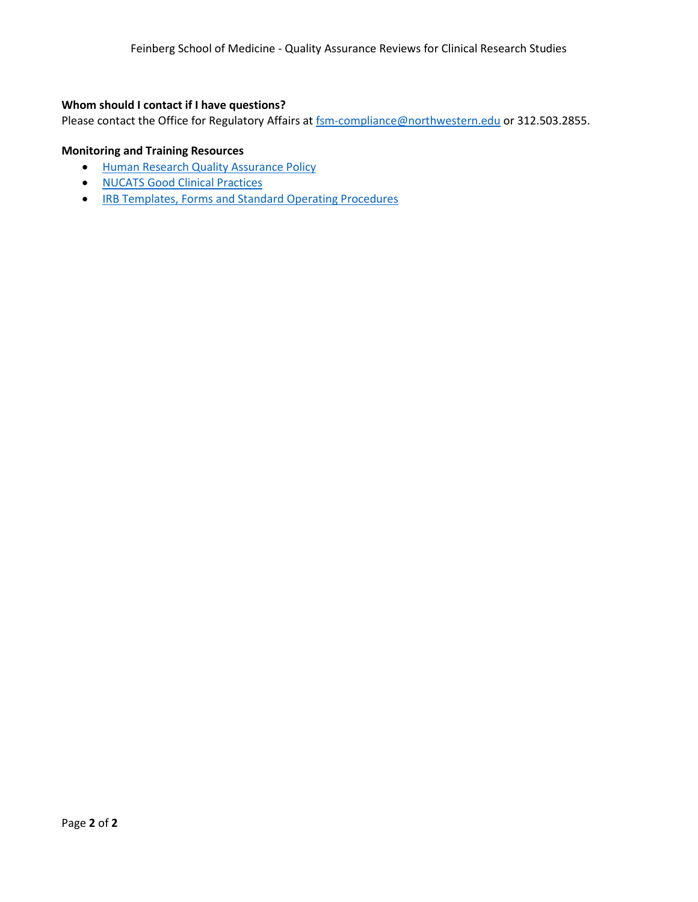**Whom should I contact if I have questions?**

Please contact the Office for Regulatory Affairs at fsm-compliance@northwestern.edu or 312.503.2855.

**Monitoring and Training Resources**

- Human Research Quality Assurance Policy
- NUCATS Good Clinical Practices
- IRB Templates, Forms and Standard Operating Procedures